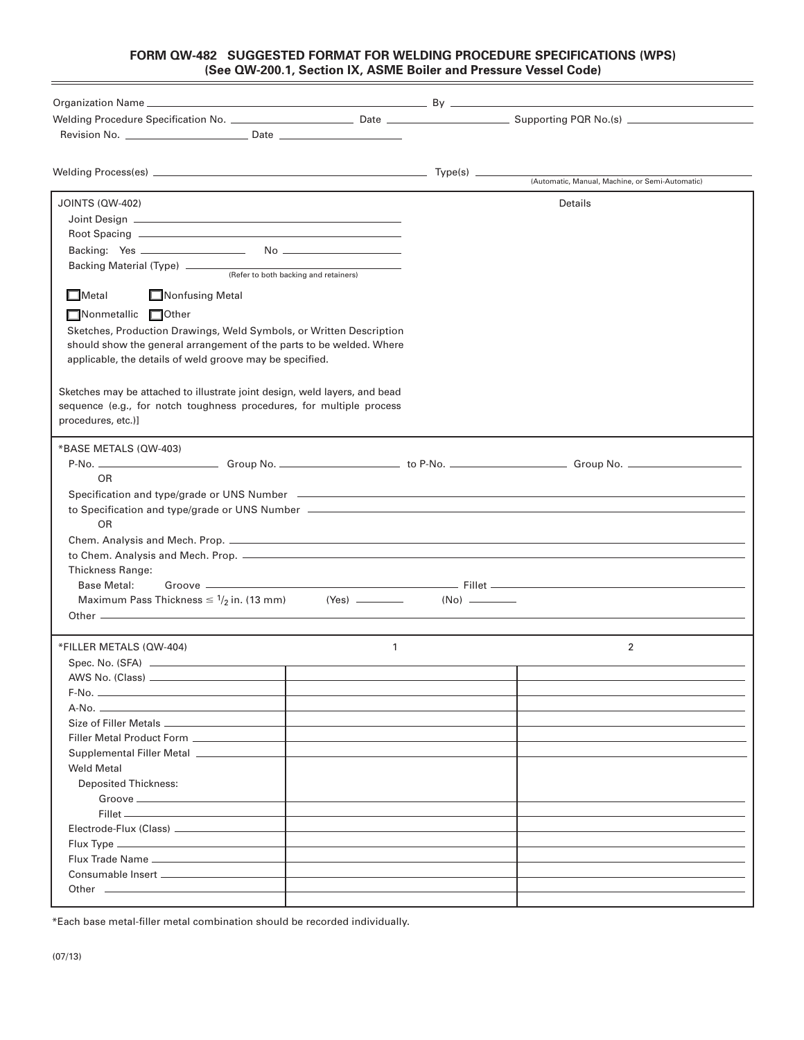# FORM QW-482 SUGGESTED FORMAT FOR WELDING PROCEDURE SPECIFICATIONS (WPS)
**(See QW-200.1, Section IX, ASME Boiler and Pressure Vessel Code)**

Organization Name ________________________ By ________________________

Welding Procedure Specification No. ____________ Date ____________ Supporting PQR No.(s) ____________

Revision No. ____________ Date ____________

Welding Process(es) ________________________ Type(s) ________________________
(Automatic, Manual, Machine, or Semi-Automatic)

---

**JOINTS (QW-402)** — Details

Joint Design ________________________

Root Spacing ________________________

Backing: Yes ____________ No ____________

Backing Material (Type) ________________________
(Refer to both backing and retainers)

☐ Metal ☐ Nonfusing Metal

☐ Nonmetallic ☐ Other

Sketches, Production Drawings, Weld Symbols, or Written Description should show the general arrangement of the parts to be welded. Where applicable, the details of weld groove may be specified.

Sketches may be attached to illustrate joint design, weld layers, and bead sequence (e.g., for notch toughness procedures, for multiple process procedures, etc.)]

---

**\*BASE METALS (QW-403)**

P-No. ____________ Group No. ____________ to P-No. ____________ Group No. ____________

OR

Specification and type/grade or UNS Number ________________________

to Specification and type/grade or UNS Number ________________________

OR

Chem. Analysis and Mech. Prop. ________________________

to Chem. Analysis and Mech. Prop. ________________________

Thickness Range:

Base Metal: Groove ____________ Fillet ____________

Maximum Pass Thickness ≤ $^1/_2$ in. (13 mm) (Yes) ________ (No) ________

Other ________________________

---

| \*FILLER METALS (QW-404) | 1 | 2 |
|---|---|---|
| Spec. No. (SFA) | | |
| AWS No. (Class) | | |
| F-No. | | |
| A-No. | | |
| Size of Filler Metals | | |
| Filler Metal Product Form | | |
| Supplemental Filler Metal | | |
| Weld Metal | | |
| Deposited Thickness: | | |
| Groove | | |
| Fillet | | |
| Electrode-Flux (Class) | | |
| Flux Type | | |
| Flux Trade Name | | |
| Consumable Insert | | |
| Other | | |

\*Each base metal-filler metal combination should be recorded individually.

(07/13)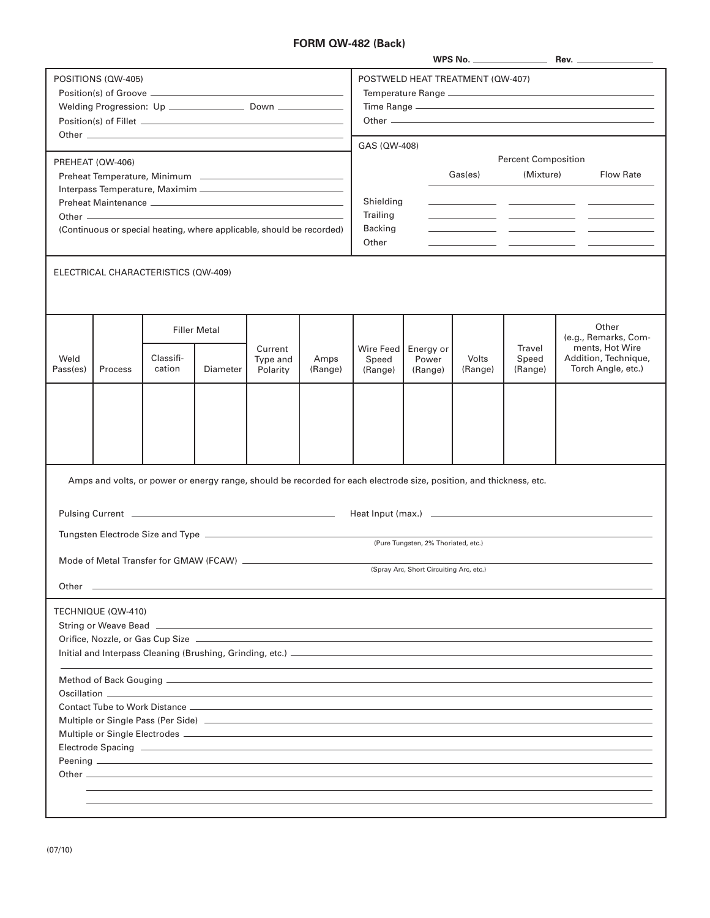# FORM QW-482 (Back)

**WPS No.** ______________ **Rev.** ______________

POSITIONS (QW-405)

Position(s) of Groove ______________

Welding Progression: Up ______________ Down ______________

Position(s) of Fillet ______________

Other ______________

POSTWELD HEAT TREATMENT (QW-407)

Temperature Range ______________

Time Range ______________

Other ______________

PREHEAT (QW-406)

Preheat Temperature, Minimum ______________

Interpass Temperature, Maximim ______________

Preheat Maintenance ______________

Other ______________

(Continuous or special heating, where applicable, should be recorded)

GAS (QW-408)

| | Gas(es) | Percent Composition (Mixture) | Flow Rate |
|---|---|---|---|
| Shielding | | | |
| Trailing | | | |
| Backing | | | |
| Other | | | |

ELECTRICAL CHARACTERISTICS (QW-409)

| Weld Pass(es) | Process | Filler Metal | | Current Type and Polarity | Amps (Range) | Wire Feed Speed (Range) | Energy or Power (Range) | Volts (Range) | Travel Speed (Range) | Other (e.g., Remarks, Comments, Hot Wire Addition, Technique, Torch Angle, etc.) |
|---|---|---|---|---|---|---|---|---|---|---|
| | | Classification | Diameter | | | | | | | |
| | | | | | | | | | | |

Amps and volts, or power or energy range, should be recorded for each electrode size, position, and thickness, etc.

Pulsing Current ______________ Heat Input (max.) ______________

Tungsten Electrode Size and Type ______________
(Pure Tungsten, 2% Thoriated, etc.)

Mode of Metal Transfer for GMAW (FCAW) ______________
(Spray Arc, Short Circuiting Arc, etc.)

Other ______________

TECHNIQUE (QW-410)

String or Weave Bead ______________

Orifice, Nozzle, or Gas Cup Size ______________

Initial and Interpass Cleaning (Brushing, Grinding, etc.) ______________

Method of Back Gouging ______________

Oscillation ______________

Contact Tube to Work Distance ______________

Multiple or Single Pass (Per Side) ______________

Multiple or Single Electrodes ______________

Electrode Spacing ______________

Peening ______________

Other ______________

(07/10)